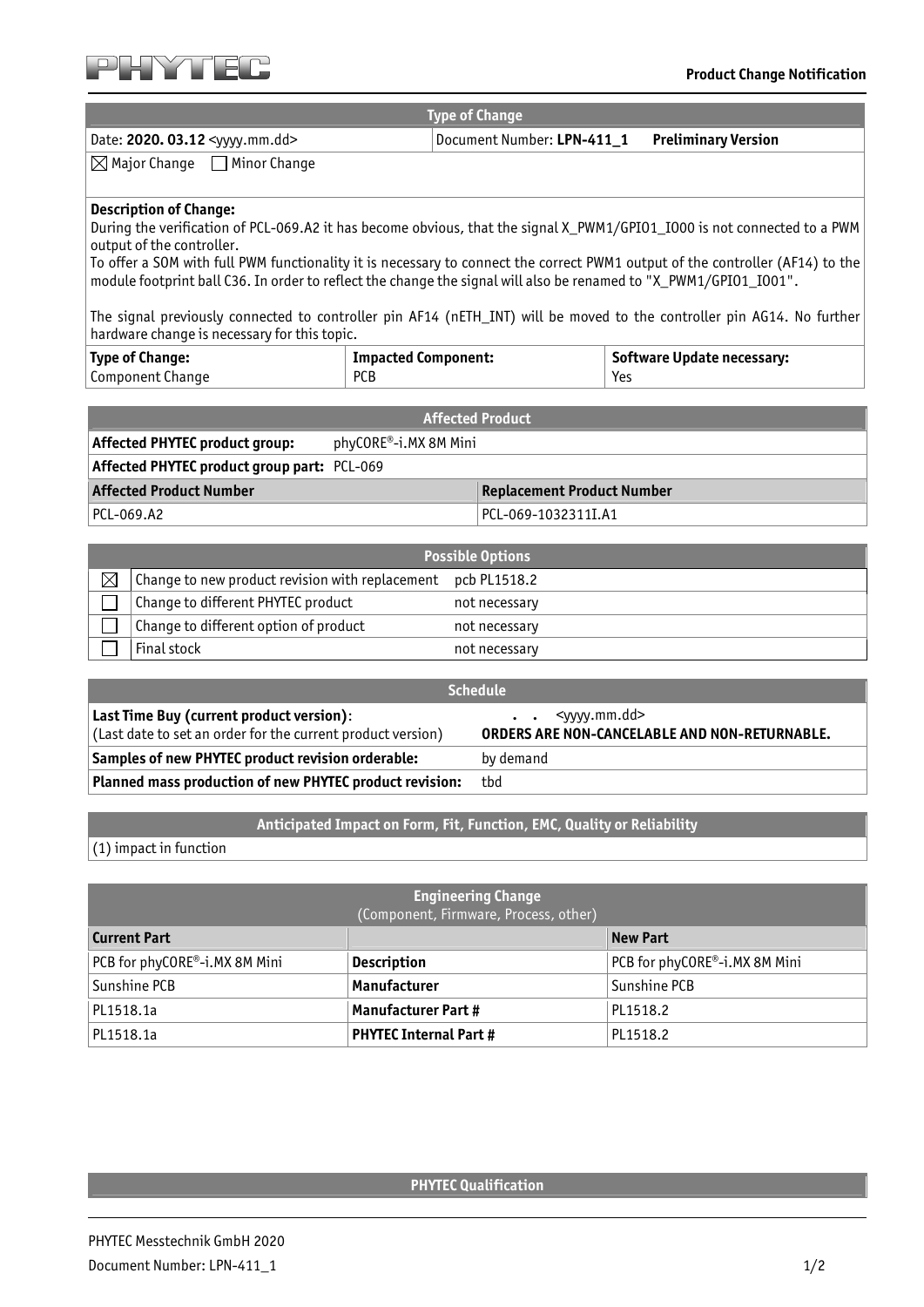**Product Change Notification**

## Type of Change

| Date: **2020. 03.12** <yyyy.mm.dd> | Document Number: **LPN-411_1** **Preliminary Version** |
|---|---|

☒ Major Change ☐ Minor Change

**Description of Change:**

During the verification of PCL-069.A2 it has become obvious, that the signal X_PWM1/GPIO1_IO00 is not connected to a PWM output of the controller.

To offer a SOM with full PWM functionality it is necessary to connect the correct PWM1 output of the controller (AF14) to the module footprint ball C36. In order to reflect the change the signal will also be renamed to "X_PWM1/GPIO1_IO01".

The signal previously connected to controller pin AF14 (nETH_INT) will be moved to the controller pin AG14. No further hardware change is necessary for this topic.

| Type of Change: | Impacted Component: | Software Update necessary: |
|---|---|---|
| Component Change | PCB | Yes |

## Affected Product

**Affected PHYTEC product group:** phyCORE®-i.MX 8M Mini

**Affected PHYTEC product group part:** PCL-069

| Affected Product Number | Replacement Product Number |
|---|---|
| PCL-069.A2 | PCL-069-1032311I.A1 |

## Possible Options

| | | |
|---|---|---|
| ☒ | Change to new product revision with replacement | pcb PL1518.2 |
| ☐ | Change to different PHYTEC product | not necessary |
| ☐ | Change to different option of product | not necessary |
| ☐ | Final stock | not necessary |

## Schedule

| | |
|---|---|
| **Last Time Buy (current product version)**: (Last date to set an order for the current product version) | . . <yyyy.mm.dd> **ORDERS ARE NON-CANCELABLE AND NON-RETURNABLE.** |
| **Samples of new PHYTEC product revision orderable:** | by demand |
| **Planned mass production of new PHYTEC product revision:** | tbd |

## Anticipated Impact on Form, Fit, Function, EMC, Quality or Reliability

(1) impact in function

## Engineering Change
(Component, Firmware, Process, other)

| Current Part | | New Part |
|---|---|---|
| PCB for phyCORE®-i.MX 8M Mini | **Description** | PCB for phyCORE®-i.MX 8M Mini |
| Sunshine PCB | **Manufacturer** | Sunshine PCB |
| PL1518.1a | **Manufacturer Part #** | PL1518.2 |
| PL1518.1a | **PHYTEC Internal Part #** | PL1518.2 |

## PHYTEC Qualification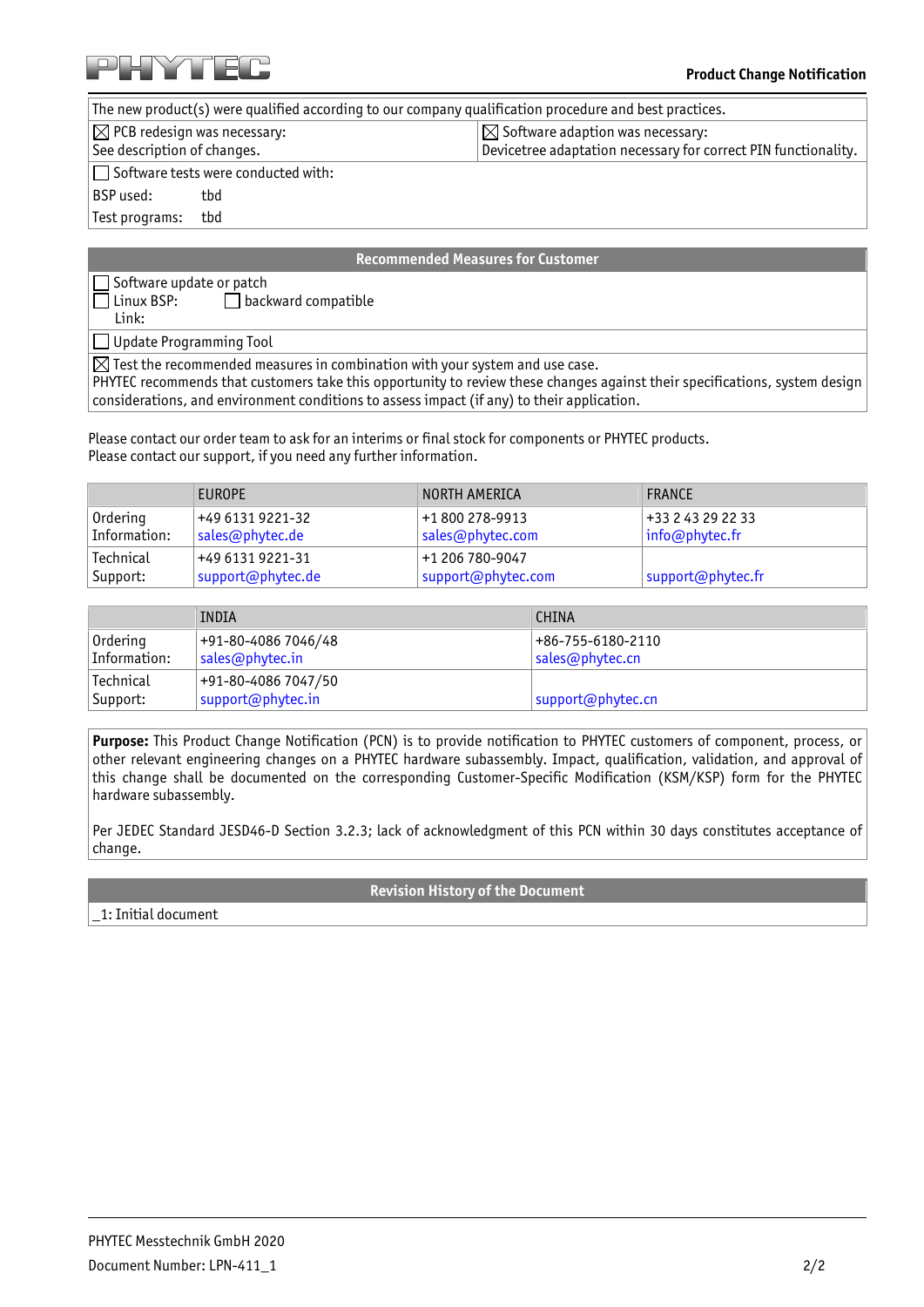| | |
|---|---|
| The new product(s) were qualified according to our company qualification procedure and best practices. | |
| ☒ PCB redesign was necessary:<br>See description of changes. | ☒ Software adaption was necessary:<br>Devicetree adaptation necessary for correct PIN functionality. |
| ☐ Software tests were conducted with:<br>BSP used: tbd<br>Test programs: tbd | |

## Recommended Measures for Customer

☐ Software update or patch
☐ Linux BSP: ☐ backward compatible
Link:

☐ Update Programming Tool

☒ Test the recommended measures in combination with your system and use case.
PHYTEC recommends that customers take this opportunity to review these changes against their specifications, system design considerations, and environment conditions to assess impact (if any) to their application.

Please contact our order team to ask for an interims or final stock for components or PHYTEC products.
Please contact our support, if you need any further information.

| | EUROPE | NORTH AMERICA | FRANCE |
|---|---|---|---|
| Ordering Information: | +49 6131 9221-32<br>sales@phytec.de | +1 800 278-9913<br>sales@phytec.com | +33 2 43 29 22 33<br>info@phytec.fr |
| Technical Support: | +49 6131 9221-31<br>support@phytec.de | +1 206 780-9047<br>support@phytec.com | support@phytec.fr |

| | INDIA | CHINA |
|---|---|---|
| Ordering Information: | +91-80-4086 7046/48<br>sales@phytec.in | +86-755-6180-2110<br>sales@phytec.cn |
| Technical Support: | +91-80-4086 7047/50<br>support@phytec.in | support@phytec.cn |

**Purpose:** This Product Change Notification (PCN) is to provide notification to PHYTEC customers of component, process, or other relevant engineering changes on a PHYTEC hardware subassembly. Impact, qualification, validation, and approval of this change shall be documented on the corresponding Customer-Specific Modification (KSM/KSP) form for the PHYTEC hardware subassembly.

Per JEDEC Standard JESD46-D Section 3.2.3; lack of acknowledgment of this PCN within 30 days constitutes acceptance of change.

## Revision History of the Document

_1: Initial document

PHYTEC Messtechnik GmbH 2020
Document Number: LPN-411_1